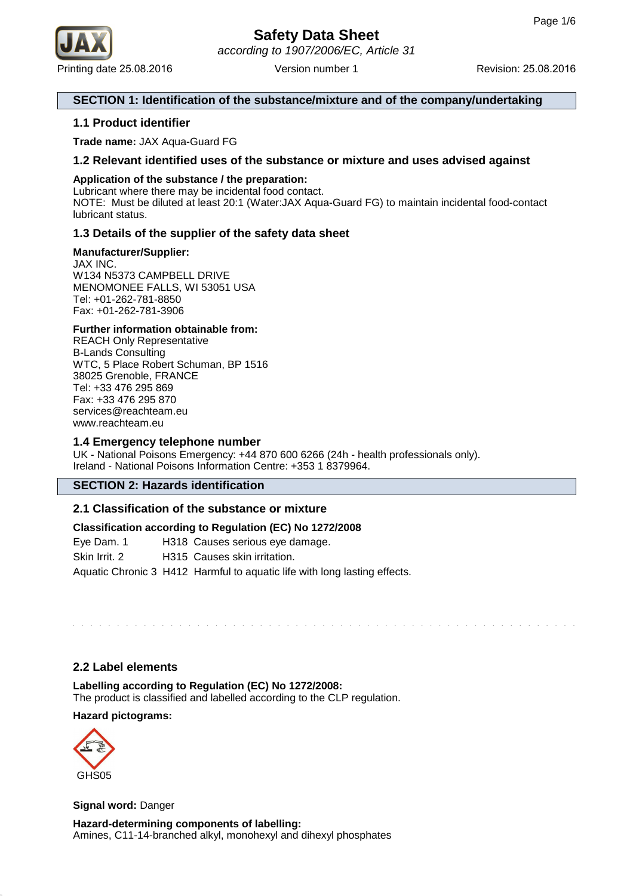# Safety Data Sheet

*according to 1907/2006/EC, Article 31*

Printing date 25.08.2016 Version number 1 Revision: 25.08.2016

## SECTION 1: Identification of the substance/mixture and of the company/undertaking

### 1.1 Product identifier

**Trade name:** JAX Aqua-Guard FG

### 1.2 Relevant identified uses of the substance or mixture and uses advised against

**Application of the substance / the preparation:**
Lubricant where there may be incidental food contact.
NOTE: Must be diluted at least 20:1 (Water:JAX Aqua-Guard FG) to maintain incidental food-contact lubricant status.

### 1.3 Details of the supplier of the safety data sheet

**Manufacturer/Supplier:**
JAX INC.
W134 N5373 CAMPBELL DRIVE
MENOMONEE FALLS, WI 53051 USA
Tel: +01-262-781-8850
Fax: +01-262-781-3906

**Further information obtainable from:**
REACH Only Representative
B-Lands Consulting
WTC, 5 Place Robert Schuman, BP 1516
38025 Grenoble, FRANCE
Tel: +33 476 295 869
Fax: +33 476 295 870
services@reachteam.eu
www.reachteam.eu

### 1.4 Emergency telephone number

UK - National Poisons Emergency: +44 870 600 6266 (24h - health professionals only).
Ireland - National Poisons Information Centre: +353 1 8379964.

## SECTION 2: Hazards identification

### 2.1 Classification of the substance or mixture

**Classification according to Regulation (EC) No 1272/2008**

| | | |
|---|---|---|
| Eye Dam. 1 | H318 | Causes serious eye damage. |
| Skin Irrit. 2 | H315 | Causes skin irritation. |
| Aquatic Chronic 3 | H412 | Harmful to aquatic life with long lasting effects. |

### 2.2 Label elements

**Labelling according to Regulation (EC) No 1272/2008:**
The product is classified and labelled according to the CLP regulation.

**Hazard pictograms:**

GHS05

**Signal word:** Danger

**Hazard-determining components of labelling:**
Amines, C11-14-branched alkyl, monohexyl and dihexyl phosphates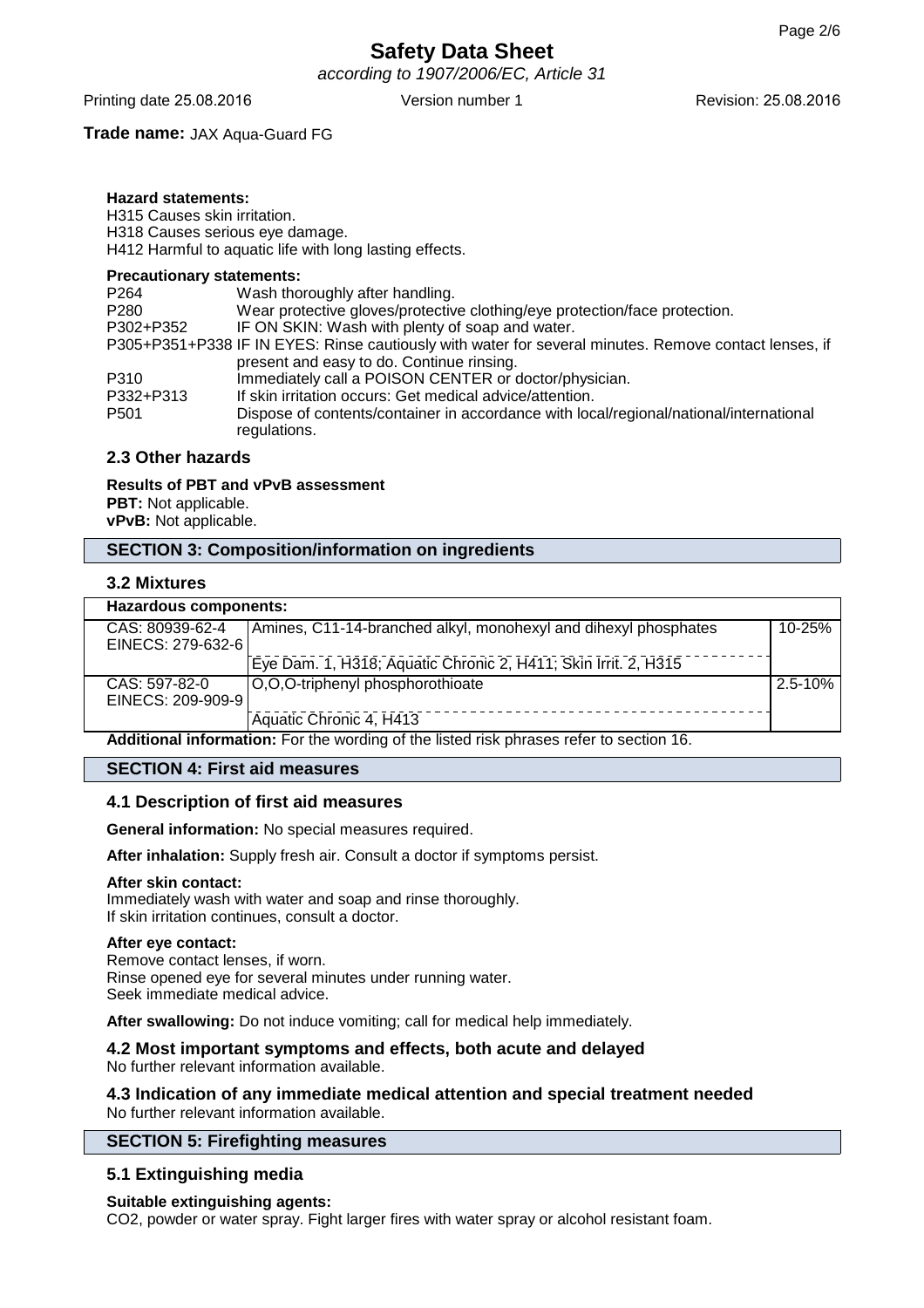**Hazard statements:**
H315 Causes skin irritation.
H318 Causes serious eye damage.
H412 Harmful to aquatic life with long lasting effects.

**Precautionary statements:**

| | |
|---|---|
| P264 | Wash thoroughly after handling. |
| P280 | Wear protective gloves/protective clothing/eye protection/face protection. |
| P302+P352 | IF ON SKIN: Wash with plenty of soap and water. |
| P305+P351+P338 | IF IN EYES: Rinse cautiously with water for several minutes. Remove contact lenses, if present and easy to do. Continue rinsing. |
| P310 | Immediately call a POISON CENTER or doctor/physician. |
| P332+P313 | If skin irritation occurs: Get medical advice/attention. |
| P501 | Dispose of contents/container in accordance with local/regional/national/international regulations. |

### 2.3 Other hazards

**Results of PBT and vPvB assessment**
**PBT:** Not applicable.
**vPvB:** Not applicable.

## SECTION 3: Composition/information on ingredients

### 3.2 Mixtures

| Hazardous components: | | |
|---|---|---|
| CAS: 80939-62-4<br>EINECS: 279-632-6 | Amines, C11-14-branched alkyl, monohexyl and dihexyl phosphates<br>Eye Dam. 1, H318; Aquatic Chronic 2, H411; Skin Irrit. 2, H315 | 10-25% |
| CAS: 597-82-0<br>EINECS: 209-909-9 | O,O,O-triphenyl phosphorothioate<br>Aquatic Chronic 4, H413 | 2.5-10% |

**Additional information:** For the wording of the listed risk phrases refer to section 16.

## SECTION 4: First aid measures

### 4.1 Description of first aid measures

**General information:** No special measures required.

**After inhalation:** Supply fresh air. Consult a doctor if symptoms persist.

**After skin contact:**
Immediately wash with water and soap and rinse thoroughly.
If skin irritation continues, consult a doctor.

**After eye contact:**
Remove contact lenses, if worn.
Rinse opened eye for several minutes under running water.
Seek immediate medical advice.

**After swallowing:** Do not induce vomiting; call for medical help immediately.

### 4.2 Most important symptoms and effects, both acute and delayed
No further relevant information available.

### 4.3 Indication of any immediate medical attention and special treatment needed
No further relevant information available.

## SECTION 5: Firefighting measures

### 5.1 Extinguishing media

**Suitable extinguishing agents:**
$CO_2$, powder or water spray. Fight larger fires with water spray or alcohol resistant foam.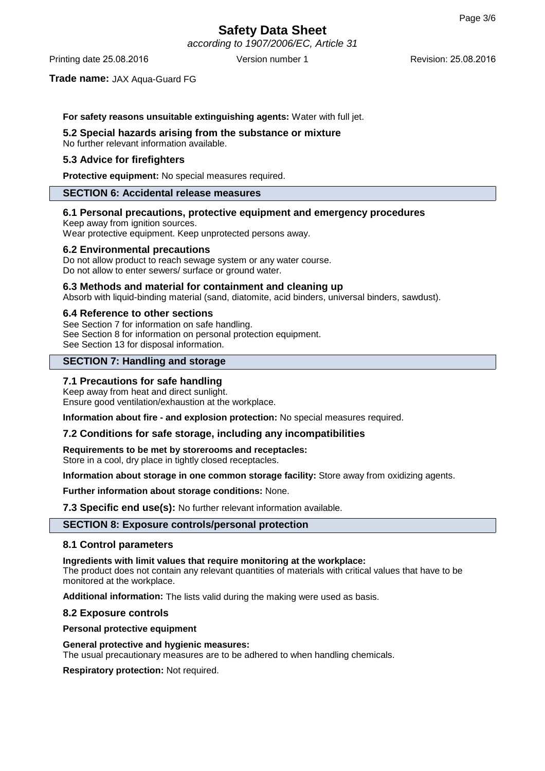**For safety reasons unsuitable extinguishing agents:** Water with full jet.

### 5.2 Special hazards arising from the substance or mixture

No further relevant information available.

### 5.3 Advice for firefighters

**Protective equipment:** No special measures required.

## SECTION 6: Accidental release measures

### 6.1 Personal precautions, protective equipment and emergency procedures

Keep away from ignition sources.
Wear protective equipment. Keep unprotected persons away.

### 6.2 Environmental precautions

Do not allow product to reach sewage system or any water course.
Do not allow to enter sewers/ surface or ground water.

### 6.3 Methods and material for containment and cleaning up

Absorb with liquid-binding material (sand, diatomite, acid binders, universal binders, sawdust).

### 6.4 Reference to other sections

See Section 7 for information on safe handling.
See Section 8 for information on personal protection equipment.
See Section 13 for disposal information.

## SECTION 7: Handling and storage

### 7.1 Precautions for safe handling

Keep away from heat and direct sunlight.
Ensure good ventilation/exhaustion at the workplace.

**Information about fire - and explosion protection:** No special measures required.

### 7.2 Conditions for safe storage, including any incompatibilities

**Requirements to be met by storerooms and receptacles:**
Store in a cool, dry place in tightly closed receptacles.

**Information about storage in one common storage facility:** Store away from oxidizing agents.

**Further information about storage conditions:** None.

**7.3 Specific end use(s):** No further relevant information available.

## SECTION 8: Exposure controls/personal protection

### 8.1 Control parameters

**Ingredients with limit values that require monitoring at the workplace:**
The product does not contain any relevant quantities of materials with critical values that have to be monitored at the workplace.

**Additional information:** The lists valid during the making were used as basis.

### 8.2 Exposure controls

**Personal protective equipment**

**General protective and hygienic measures:**
The usual precautionary measures are to be adhered to when handling chemicals.

**Respiratory protection:** Not required.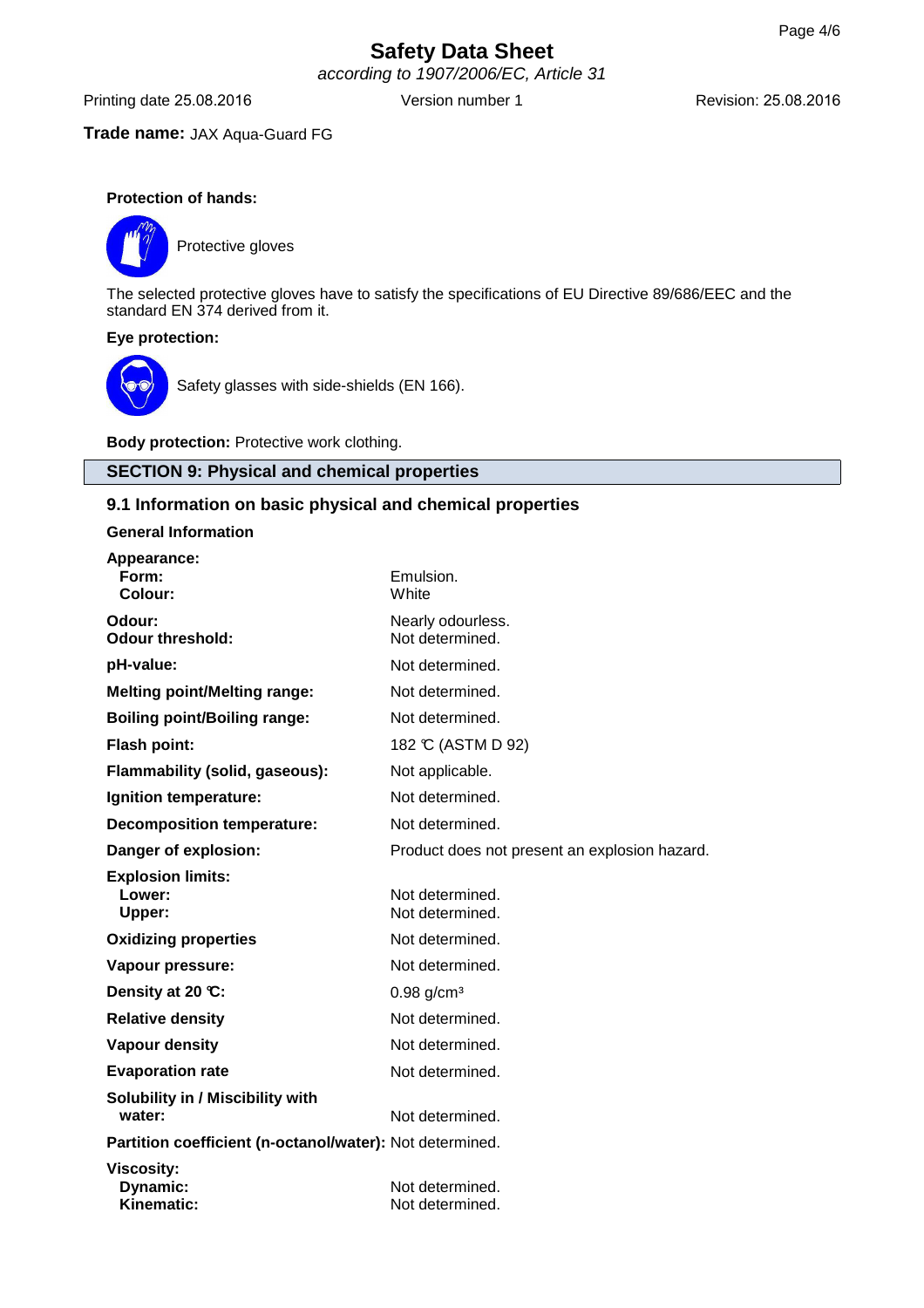**Trade name:** JAX Aqua-Guard FG

**Protection of hands:**

Protective gloves

The selected protective gloves have to satisfy the specifications of EU Directive 89/686/EEC and the standard EN 374 derived from it.

**Eye protection:**

Safety glasses with side-shields (EN 166).

**Body protection:** Protective work clothing.

## SECTION 9: Physical and chemical properties

### 9.1 Information on basic physical and chemical properties

**General Information**

| | |
|---|---|
| **Appearance:** | |
| **Form:** | Emulsion. |
| **Colour:** | White |
| **Odour:** | Nearly odourless. |
| **Odour threshold:** | Not determined. |
| **pH-value:** | Not determined. |
| **Melting point/Melting range:** | Not determined. |
| **Boiling point/Boiling range:** | Not determined. |
| **Flash point:** | 182 °C (ASTM D 92) |
| **Flammability (solid, gaseous):** | Not applicable. |
| **Ignition temperature:** | Not determined. |
| **Decomposition temperature:** | Not determined. |
| **Danger of explosion:** | Product does not present an explosion hazard. |
| **Explosion limits:** | |
| **Lower:** | Not determined. |
| **Upper:** | Not determined. |
| **Oxidizing properties** | Not determined. |
| **Vapour pressure:** | Not determined. |
| **Density at 20 °C:** | 0.98 g/cm³ |
| **Relative density** | Not determined. |
| **Vapour density** | Not determined. |
| **Evaporation rate** | Not determined. |
| **Solubility in / Miscibility with water:** | Not determined. |
| **Partition coefficient (n-octanol/water):** | Not determined. |
| **Viscosity:** | |
| **Dynamic:** | Not determined. |
| **Kinematic:** | Not determined. |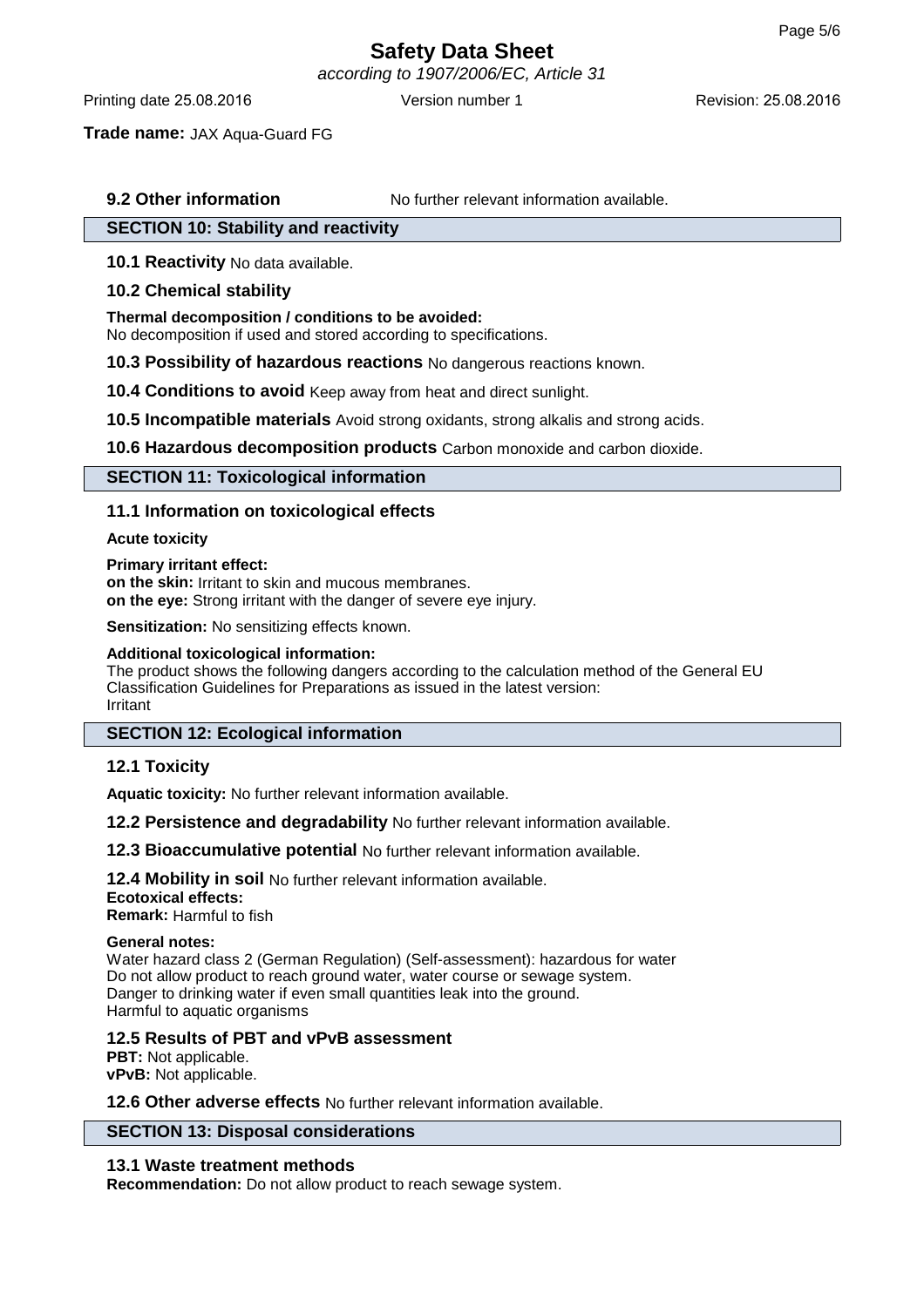**9.2 Other information** No further relevant information available.

## SECTION 10: Stability and reactivity

**10.1 Reactivity** No data available.

**10.2 Chemical stability**

**Thermal decomposition / conditions to be avoided:**
No decomposition if used and stored according to specifications.

**10.3 Possibility of hazardous reactions** No dangerous reactions known.

**10.4 Conditions to avoid** Keep away from heat and direct sunlight.

**10.5 Incompatible materials** Avoid strong oxidants, strong alkalis and strong acids.

**10.6 Hazardous decomposition products** Carbon monoxide and carbon dioxide.

## SECTION 11: Toxicological information

**11.1 Information on toxicological effects**

**Acute toxicity**

**Primary irritant effect:**
**on the skin:** Irritant to skin and mucous membranes.
**on the eye:** Strong irritant with the danger of severe eye injury.

**Sensitization:** No sensitizing effects known.

**Additional toxicological information:**
The product shows the following dangers according to the calculation method of the General EU Classification Guidelines for Preparations as issued in the latest version:
Irritant

## SECTION 12: Ecological information

**12.1 Toxicity**

**Aquatic toxicity:** No further relevant information available.

**12.2 Persistence and degradability** No further relevant information available.

**12.3 Bioaccumulative potential** No further relevant information available.

**12.4 Mobility in soil** No further relevant information available.
**Ecotoxical effects:**
**Remark:** Harmful to fish

**General notes:**
Water hazard class 2 (German Regulation) (Self-assessment): hazardous for water
Do not allow product to reach ground water, water course or sewage system.
Danger to drinking water if even small quantities leak into the ground.
Harmful to aquatic organisms

**12.5 Results of PBT and vPvB assessment**
**PBT:** Not applicable.
**vPvB:** Not applicable.

**12.6 Other adverse effects** No further relevant information available.

## SECTION 13: Disposal considerations

**13.1 Waste treatment methods**
**Recommendation:** Do not allow product to reach sewage system.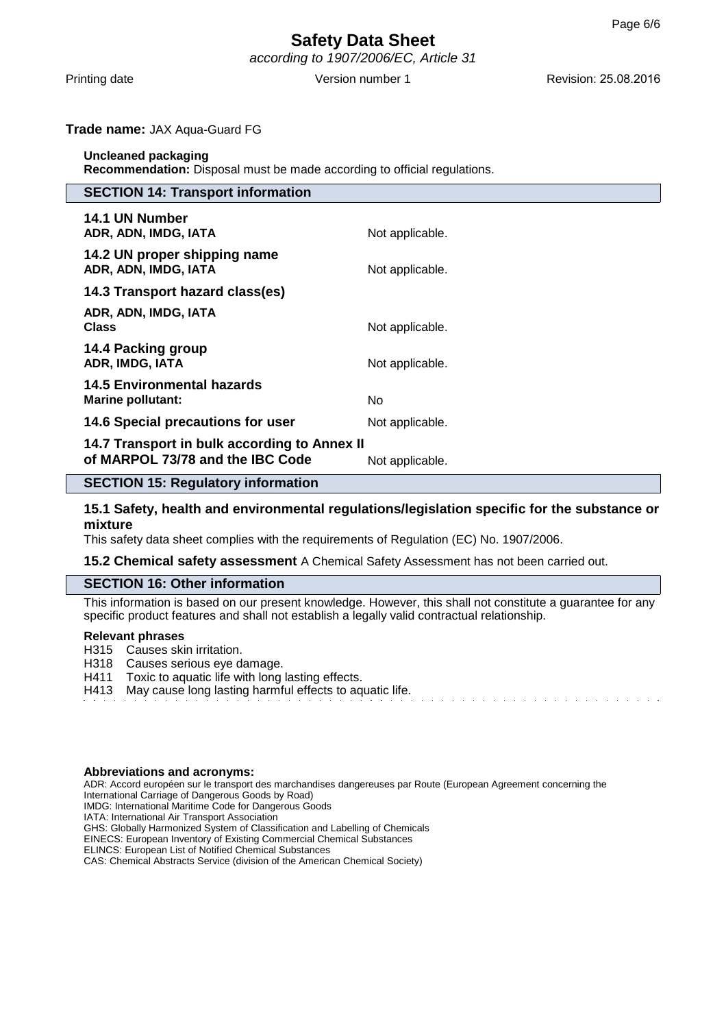**Trade name:** JAX Aqua-Guard FG

**Uncleaned packaging**
**Recommendation:** Disposal must be made according to official regulations.

## SECTION 14: Transport information

| | |
|---|---|
| **14.1 UN Number** | |
| **ADR, ADN, IMDG, IATA** | Not applicable. |
| **14.2 UN proper shipping name** | |
| **ADR, ADN, IMDG, IATA** | Not applicable. |
| **14.3 Transport hazard class(es)** | |
| **ADR, ADN, IMDG, IATA** | |
| **Class** | Not applicable. |
| **14.4 Packing group** | |
| **ADR, IMDG, IATA** | Not applicable. |
| **14.5 Environmental hazards** | |
| **Marine pollutant:** | No |
| **14.6 Special precautions for user** | Not applicable. |
| **14.7 Transport in bulk according to Annex II of MARPOL 73/78 and the IBC Code** | Not applicable. |

## SECTION 15: Regulatory information

**15.1 Safety, health and environmental regulations/legislation specific for the substance or mixture**
This safety data sheet complies with the requirements of Regulation (EC) No. 1907/2006.

**15.2 Chemical safety assessment** A Chemical Safety Assessment has not been carried out.

## SECTION 16: Other information

This information is based on our present knowledge. However, this shall not constitute a guarantee for any specific product features and shall not establish a legally valid contractual relationship.

**Relevant phrases**
H315 Causes skin irritation.
H318 Causes serious eye damage.
H411 Toxic to aquatic life with long lasting effects.
H413 May cause long lasting harmful effects to aquatic life.

**Abbreviations and acronyms:**
ADR: Accord européen sur le transport des marchandises dangereuses par Route (European Agreement concerning the International Carriage of Dangerous Goods by Road)
IMDG: International Maritime Code for Dangerous Goods
IATA: International Air Transport Association
GHS: Globally Harmonized System of Classification and Labelling of Chemicals
EINECS: European Inventory of Existing Commercial Chemical Substances
ELINCS: European List of Notified Chemical Substances
CAS: Chemical Abstracts Service (division of the American Chemical Society)